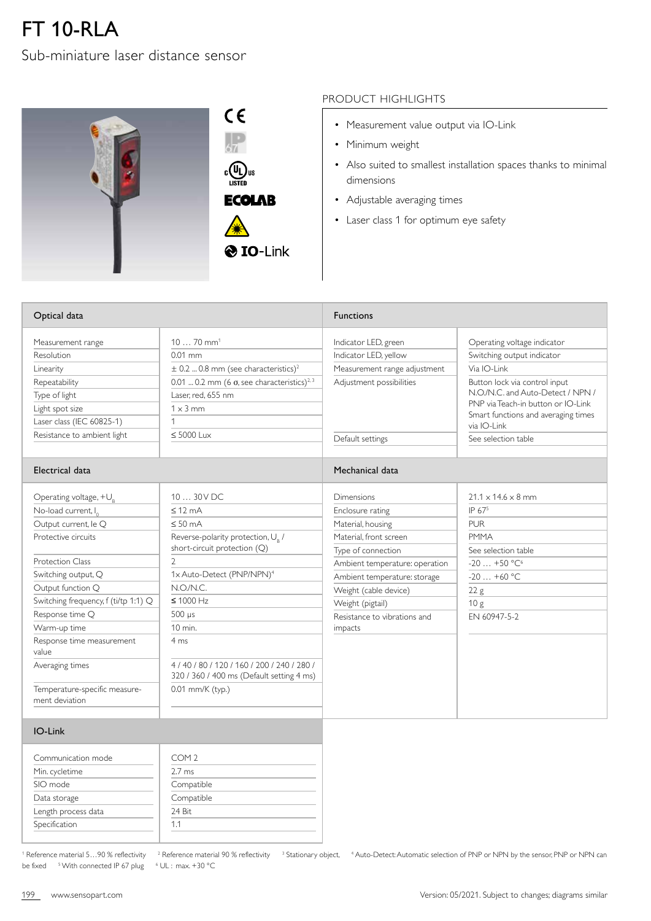# FT 10-RLA

Sub-miniature laser distance sensor

## PRODUCT HIGHLIGHTS

- Measurement value output via IO-Link
- Minimum weight
- Also suited to smallest installation spaces thanks to minimal dimensions
- Adjustable averaging times
- Laser class 1 for optimum eye safety

## Optical data

| | |
|---|---|
| Measurement range | 10 … 70 mm[1] |
| Resolution | 0.01 mm |
| Linearity | ± 0.2 ... 0.8 mm (see characteristics)[2] |
| Repeatability | 0.01 ... 0.2 mm (6 σ, see characteristics)[2,3] |
| Type of light | Laser, red, 655 nm |
| Light spot size | 1 x 3 mm |
| Laser class (IEC 60825-1) | 1 |
| Resistance to ambient light | ≤ 5000 Lux |

## Functions

| | |
|---|---|
| Indicator LED, green | Operating voltage indicator |
| Indicator LED, yellow | Switching output indicator |
| Measurement range adjustment | Via IO-Link |
| Adjustment possibilities | Button lock via control input N.O./N.C. and Auto-Detect / NPN / PNP via Teach-in button or IO-Link Smart functions and averaging times via IO-Link |
| Default settings | See selection table |

## Electrical data

| | |
|---|---|
| Operating voltage, $+U_B$ | 10 … 30 V DC |
| No-load current, $I_0$ | ≤ 12 mA |
| Output current, Ie Q | ≤ 50 mA |
| Protective circuits | Reverse-polarity protection, $U_B$ / short-circuit protection (Q) |
| Protection Class | 2 |
| Switching output, Q | 1x Auto-Detect (PNP/NPN)[4] |
| Output function Q | N.O./N.C. |
| Switching frequency, f (ti/tp 1:1) Q | ≤ 1000 Hz |
| Response time Q | 500 µs |
| Warm-up time | 10 min. |
| Response time measurement value | 4 ms |
| Averaging times | 4 / 40 / 80 / 120 / 160 / 200 / 240 / 280 / 320 / 360 / 400 ms (Default setting 4 ms) |
| Temperature-specific measurement deviation | 0.01 mm/K (typ.) |

## Mechanical data

| | |
|---|---|
| Dimensions | 21.1 x 14.6 x 8 mm |
| Enclosure rating | IP 67[5] |
| Material, housing | PUR |
| Material, front screen | PMMA |
| Type of connection | See selection table |
| Ambient temperature: operation | -20 … +50 °C[6] |
| Ambient temperature: storage | -20 … +60 °C |
| Weight (cable device) | 22 g |
| Weight (pigtail) | 10 g |
| Resistance to vibrations and impacts | EN 60947-5-2 |

## IO-Link

| | |
|---|---|
| Communication mode | COM 2 |
| Min. cycletime | 2.7 ms |
| SIO mode | Compatible |
| Data storage | Compatible |
| Length process data | 24 Bit |
| Specification | 1.1 |

[1] Reference material 5…90 % reflectivity [2] Reference material 90 % reflectivity [3] Stationary object, [4] Auto-Detect: Automatic selection of PNP or NPN by the sensor, PNP or NPN can be fixed [5] With connected IP 67 plug [6] UL : max. +30 °C

Version: 05/2021. Subject to changes; diagrams similar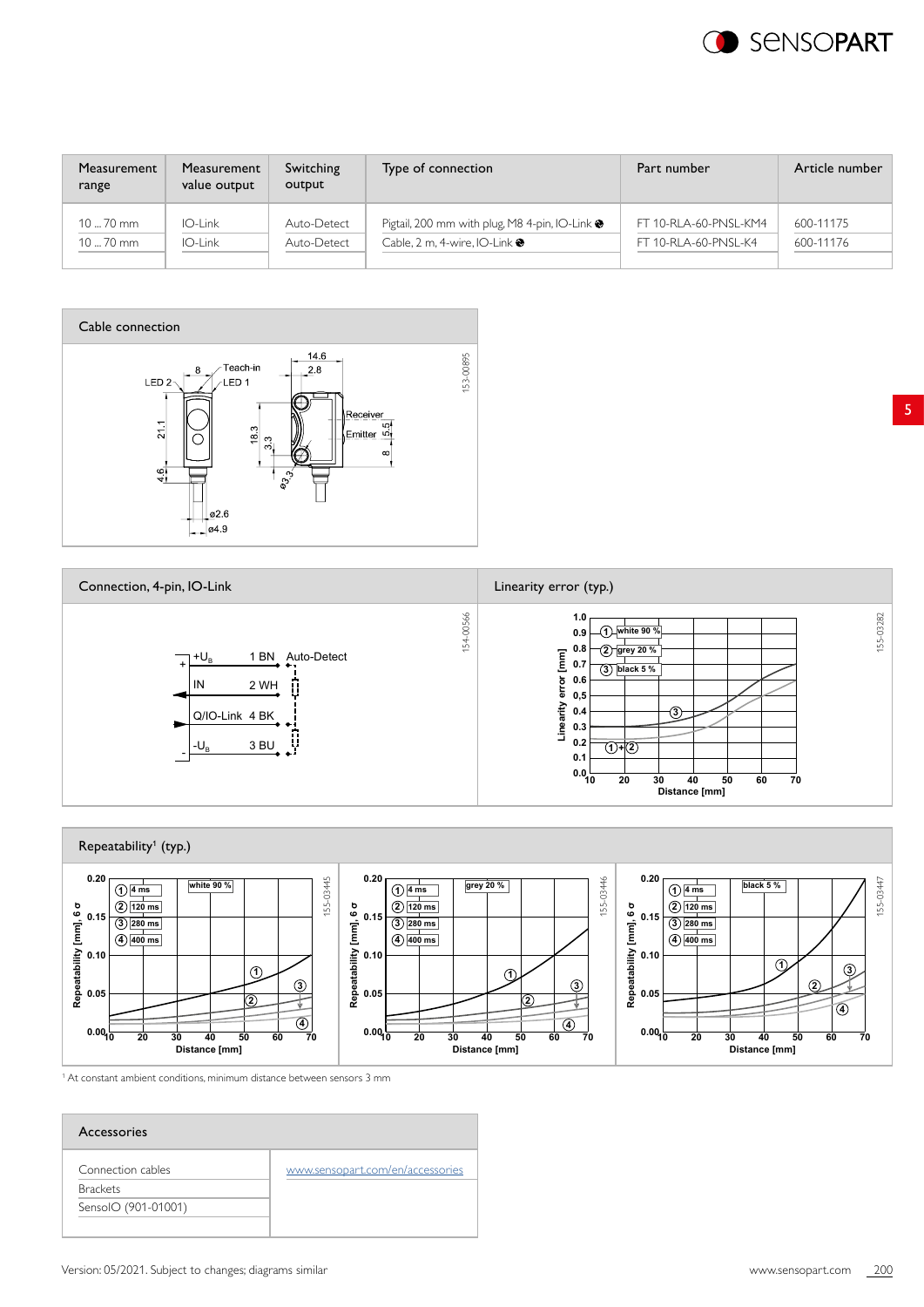| Measurement range | Measurement value output | Switching output | Type of connection | Part number | Article number |
|---|---|---|---|---|---|
| 10 ... 70 mm | IO-Link | Auto-Detect | Pigtail, 200 mm with plug, M8 4-pin, IO-Link | FT 10-RLA-60-PNSL-KM4 | 600-11175 |
| 10 ... 70 mm | IO-Link | Auto-Detect | Cable, 2 m, 4-wire, IO-Link | FT 10-RLA-60-PNSL-K4 | 600-11176 |

## Cable connection

153-00895

8
14.6
2.8
Teach-in
LED 2
LED 1
21.1
18.3
3.3
Receiver
Emitter
5.5
8
4.6
ø3.3
ø2.6
ø4.9

## Connection, 4-pin, IO-Link

154-00566

+ $+U_B$ 1 BN Auto-Detect
IN 2 WH
Q/IO-Link 4 BK
- $-U_B$ 3 BU

## Linearity error (typ.)

155-03282

Linearity error [mm]
1.0
0.9
0.8
0.7
0.6
0,5
0.4
0.3
0.2
0.1
0.0
10
20
30
40
50
60
70
Distance [mm]
① white 90 %
② grey 20 %
③ black 5 %
③
①+②

## Repeatability[1] (typ.)

155-03445

Repeatability [mm], 6 σ
0.20
0.15
0.10
0.05
0.00
10
20
30
40
50
60
70
Distance [mm]
① 4 ms
② 120 ms
③ 280 ms
④ 400 ms
white 90 %

155-03446

Repeatability [mm], 6 σ
0.20
0.15
0.10
0.05
0.00
10
20
30
40
50
60
70
Distance [mm]
① 4 ms
② 120 ms
③ 280 ms
④ 400 ms
grey 20 %

155-03447

Repeatability [mm], 6 σ
0.20
0.15
0.10
0.05
0.00
10
20
30
40
50
60
70
Distance [mm]
① 4 ms
② 120 ms
③ 280 ms
④ 400 ms
black 5 %

[1] At constant ambient conditions, minimum distance between sensors 3 mm

## Accessories

| | |
|---|---|
| Connection cables | www.sensopart.com/en/accessories |
| Brackets | |
| SensoIO (901-01001) | |

Version: 05/2021. Subject to changes; diagrams similar